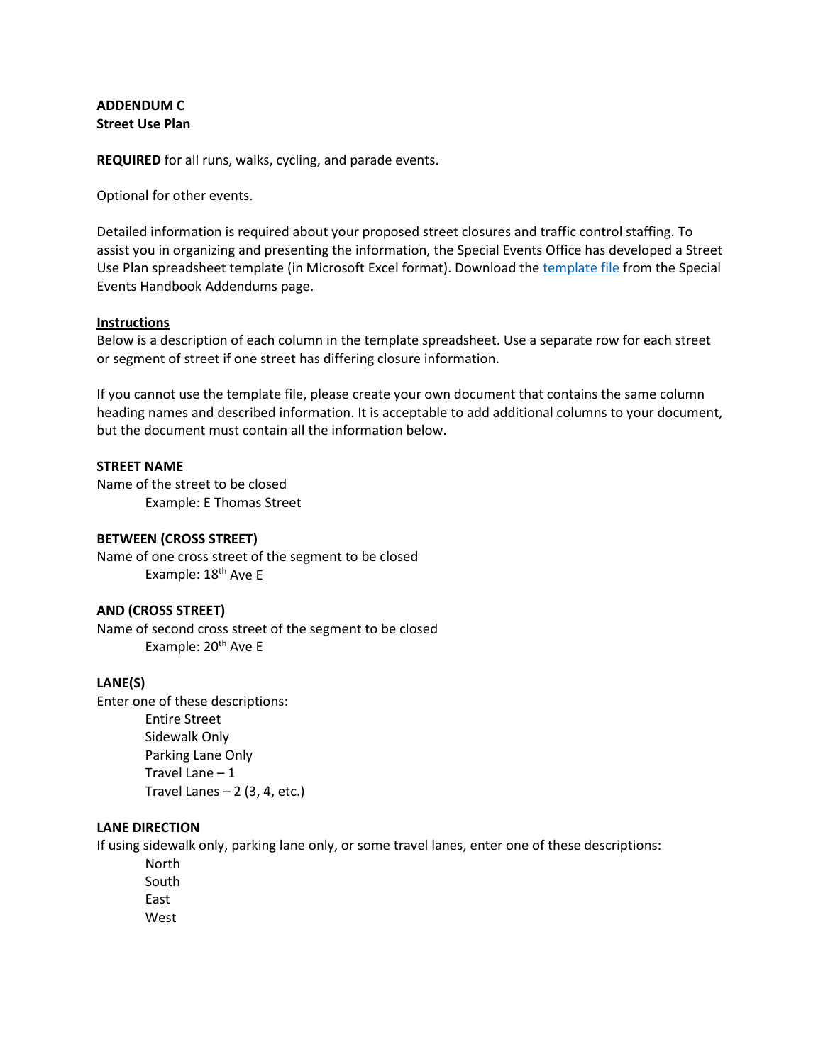**ADDENDUM C**
**Street Use Plan**

**REQUIRED** for all runs, walks, cycling, and parade events.

Optional for other events.

Detailed information is required about your proposed street closures and traffic control staffing. To assist you in organizing and presenting the information, the Special Events Office has developed a Street Use Plan spreadsheet template (in Microsoft Excel format). Download the [template file]() from the Special Events Handbook Addendums page.

__Instructions__

Below is a description of each column in the template spreadsheet. Use a separate row for each street or segment of street if one street has differing closure information.

If you cannot use the template file, please create your own document that contains the same column heading names and described information. It is acceptable to add additional columns to your document, but the document must contain all the information below.

**STREET NAME**

Name of the street to be closed

Example: E Thomas Street

**BETWEEN (CROSS STREET)**

Name of one cross street of the segment to be closed

Example: 18th Ave E

**AND (CROSS STREET)**

Name of second cross street of the segment to be closed

Example: 20th Ave E

**LANE(S)**

Enter one of these descriptions:

- Entire Street
- Sidewalk Only
- Parking Lane Only
- Travel Lane – 1
- Travel Lanes – 2 (3, 4, etc.)

**LANE DIRECTION**

If using sidewalk only, parking lane only, or some travel lanes, enter one of these descriptions:

- North
- South
- East
- West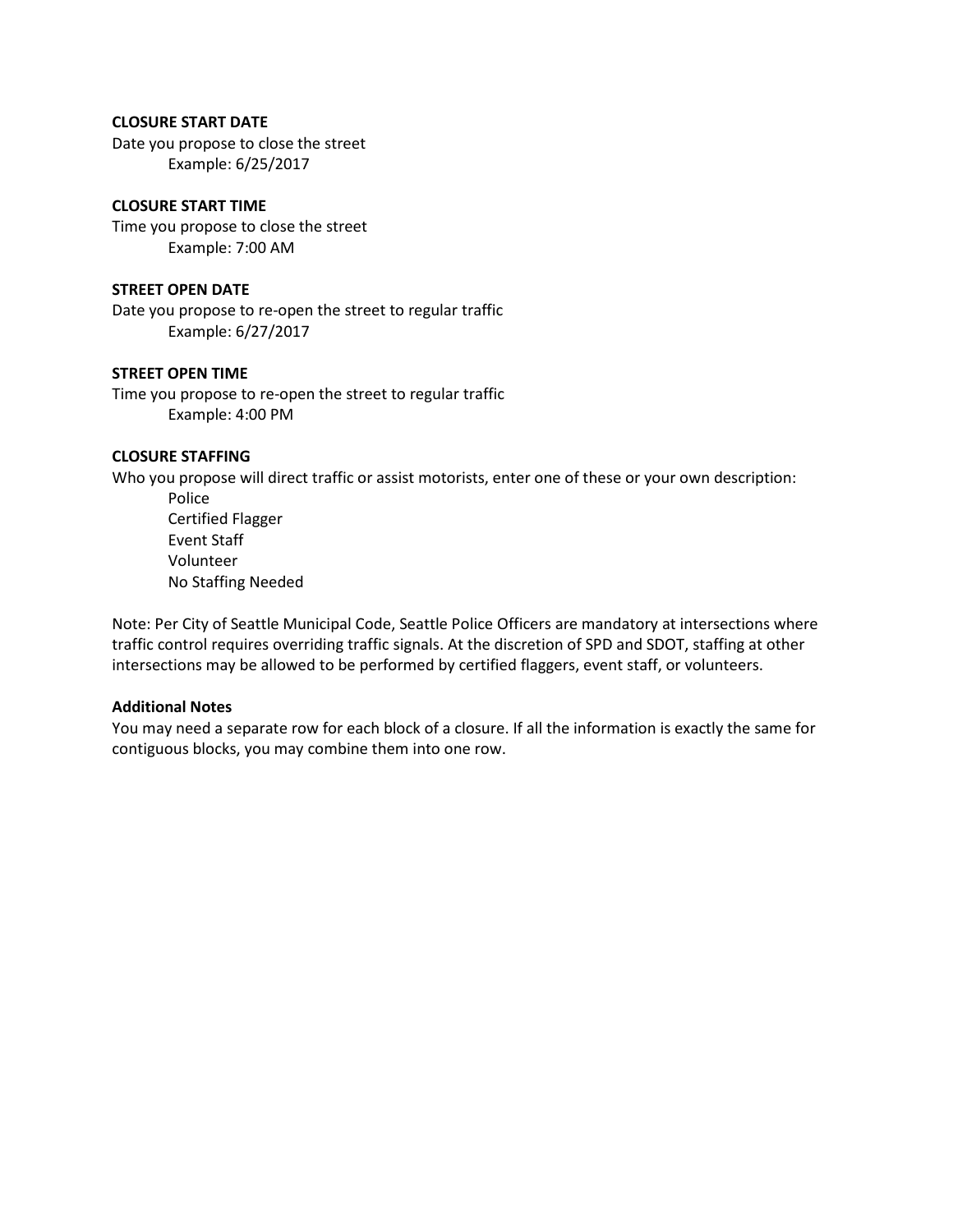**CLOSURE START DATE**

Date you propose to close the street

Example: 6/25/2017

**CLOSURE START TIME**

Time you propose to close the street

Example: 7:00 AM

**STREET OPEN DATE**

Date you propose to re-open the street to regular traffic

Example: 6/27/2017

**STREET OPEN TIME**

Time you propose to re-open the street to regular traffic

Example: 4:00 PM

**CLOSURE STAFFING**

Who you propose will direct traffic or assist motorists, enter one of these or your own description:

Police
Certified Flagger
Event Staff
Volunteer
No Staffing Needed

Note: Per City of Seattle Municipal Code, Seattle Police Officers are mandatory at intersections where traffic control requires overriding traffic signals. At the discretion of SPD and SDOT, staffing at other intersections may be allowed to be performed by certified flaggers, event staff, or volunteers.

**Additional Notes**

You may need a separate row for each block of a closure. If all the information is exactly the same for contiguous blocks, you may combine them into one row.